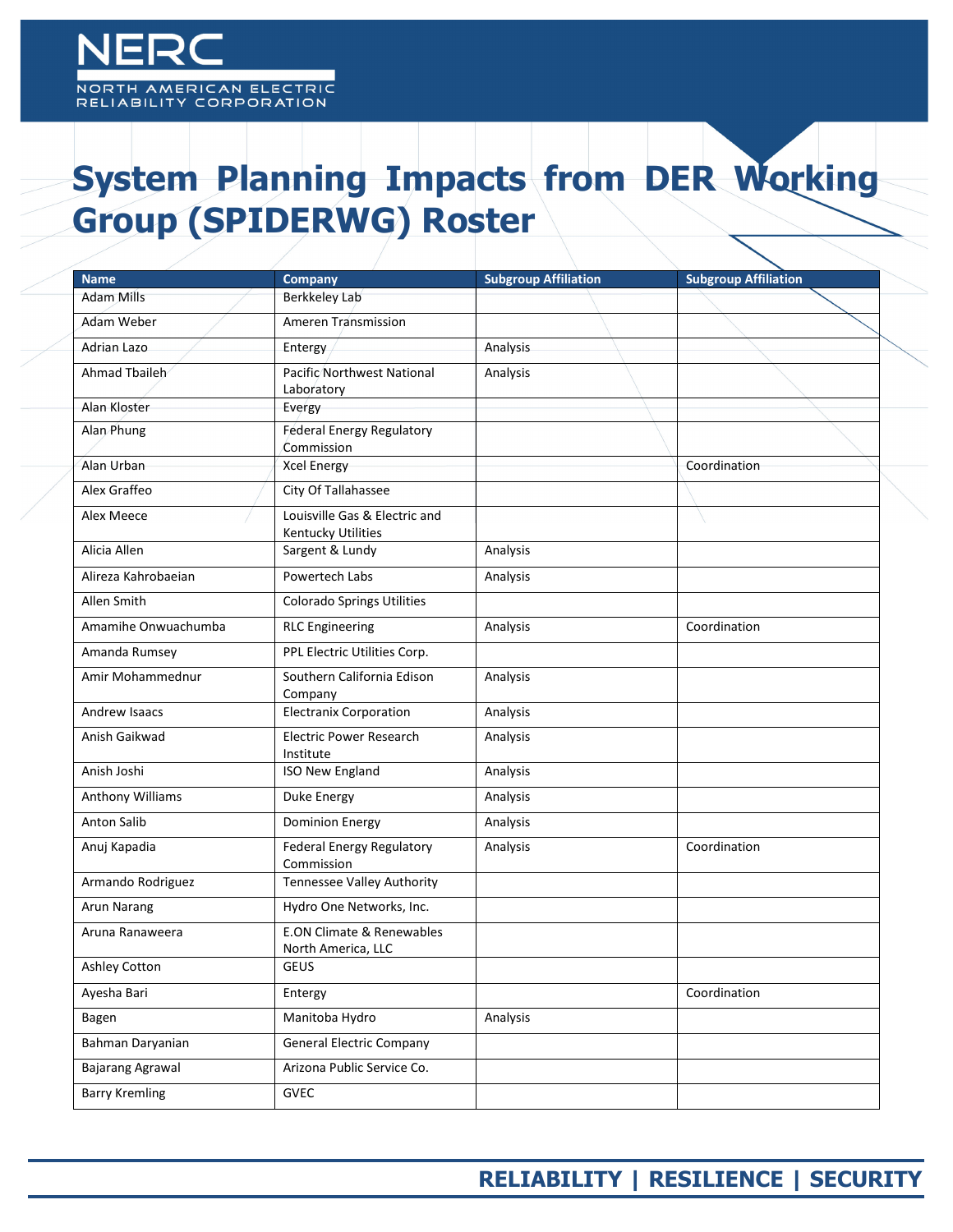# System Planning Impacts from DER Working Group (SPIDERWG) Roster

| Name | Company | Subgroup Affiliation | Subgroup Affiliation |
|---|---|---|---|
| Adam Mills | Berkkeley Lab | | |
| Adam Weber | Ameren Transmission | | |
| Adrian Lazo | Entergy | Analysis | |
| Ahmad Tbaileh | Pacific Northwest National Laboratory | Analysis | |
| Alan Kloster | Evergy | | |
| Alan Phung | Federal Energy Regulatory Commission | | |
| Alan Urban | Xcel Energy | | Coordination |
| Alex Graffeo | City Of Tallahassee | | |
| Alex Meece | Louisville Gas & Electric and Kentucky Utilities | | |
| Alicia Allen | Sargent & Lundy | Analysis | |
| Alireza Kahrobaeian | Powertech Labs | Analysis | |
| Allen Smith | Colorado Springs Utilities | | |
| Amamihe Onwuachumba | RLC Engineering | Analysis | Coordination |
| Amanda Rumsey | PPL Electric Utilities Corp. | | |
| Amir Mohammednur | Southern California Edison Company | Analysis | |
| Andrew Isaacs | Electranix Corporation | Analysis | |
| Anish Gaikwad | Electric Power Research Institute | Analysis | |
| Anish Joshi | ISO New England | Analysis | |
| Anthony Williams | Duke Energy | Analysis | |
| Anton Salib | Dominion Energy | Analysis | |
| Anuj Kapadia | Federal Energy Regulatory Commission | Analysis | Coordination |
| Armando Rodriguez | Tennessee Valley Authority | | |
| Arun Narang | Hydro One Networks, Inc. | | |
| Aruna Ranaweera | E.ON Climate & Renewables North America, LLC | | |
| Ashley Cotton | GEUS | | |
| Ayesha Bari | Entergy | | Coordination |
| Bagen | Manitoba Hydro | Analysis | |
| Bahman Daryanian | General Electric Company | | |
| Bajarang Agrawal | Arizona Public Service Co. | | |
| Barry Kremling | GVEC | | |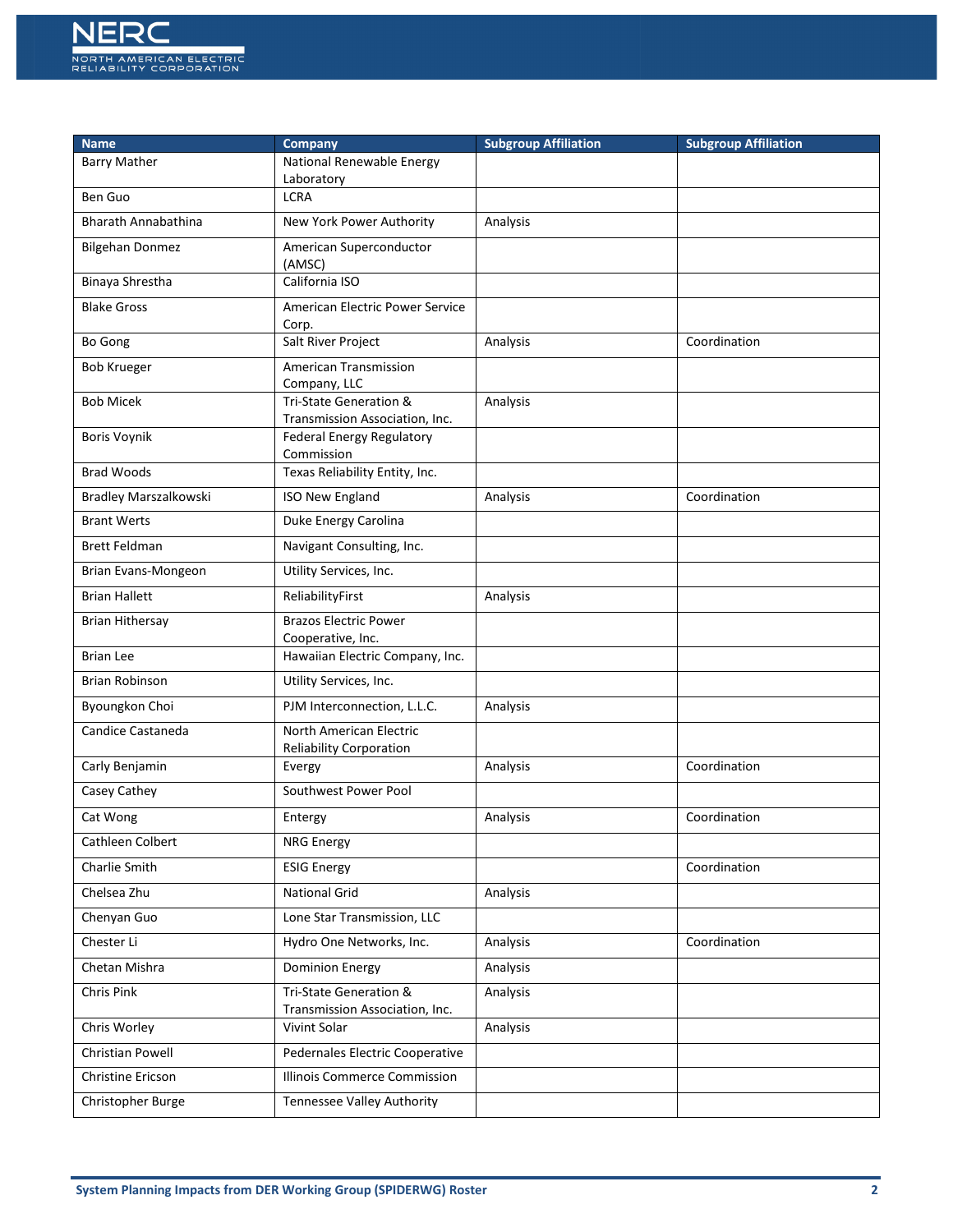| Name | Company | Subgroup Affiliation | Subgroup Affiliation |
| --- | --- | --- | --- |
| Barry Mather | National Renewable Energy Laboratory | | |
| Ben Guo | LCRA | | |
| Bharath Annabathina | New York Power Authority | Analysis | |
| Bilgehan Donmez | American Superconductor (AMSC) | | |
| Binaya Shrestha | California ISO | | |
| Blake Gross | American Electric Power Service Corp. | | |
| Bo Gong | Salt River Project | Analysis | Coordination |
| Bob Krueger | American Transmission Company, LLC | | |
| Bob Micek | Tri-State Generation & Transmission Association, Inc. | Analysis | |
| Boris Voynik | Federal Energy Regulatory Commission | | |
| Brad Woods | Texas Reliability Entity, Inc. | | |
| Bradley Marszalkowski | ISO New England | Analysis | Coordination |
| Brant Werts | Duke Energy Carolina | | |
| Brett Feldman | Navigant Consulting, Inc. | | |
| Brian Evans-Mongeon | Utility Services, Inc. | | |
| Brian Hallett | ReliabilityFirst | Analysis | |
| Brian Hithersay | Brazos Electric Power Cooperative, Inc. | | |
| Brian Lee | Hawaiian Electric Company, Inc. | | |
| Brian Robinson | Utility Services, Inc. | | |
| Byoungkon Choi | PJM Interconnection, L.L.C. | Analysis | |
| Candice Castaneda | North American Electric Reliability Corporation | | |
| Carly Benjamin | Evergy | Analysis | Coordination |
| Casey Cathey | Southwest Power Pool | | |
| Cat Wong | Entergy | Analysis | Coordination |
| Cathleen Colbert | NRG Energy | | |
| Charlie Smith | ESIG Energy | | Coordination |
| Chelsea Zhu | National Grid | Analysis | |
| Chenyan Guo | Lone Star Transmission, LLC | | |
| Chester Li | Hydro One Networks, Inc. | Analysis | Coordination |
| Chetan Mishra | Dominion Energy | Analysis | |
| Chris Pink | Tri-State Generation & Transmission Association, Inc. | Analysis | |
| Chris Worley | Vivint Solar | Analysis | |
| Christian Powell | Pedernales Electric Cooperative | | |
| Christine Ericson | Illinois Commerce Commission | | |
| Christopher Burge | Tennessee Valley Authority | | |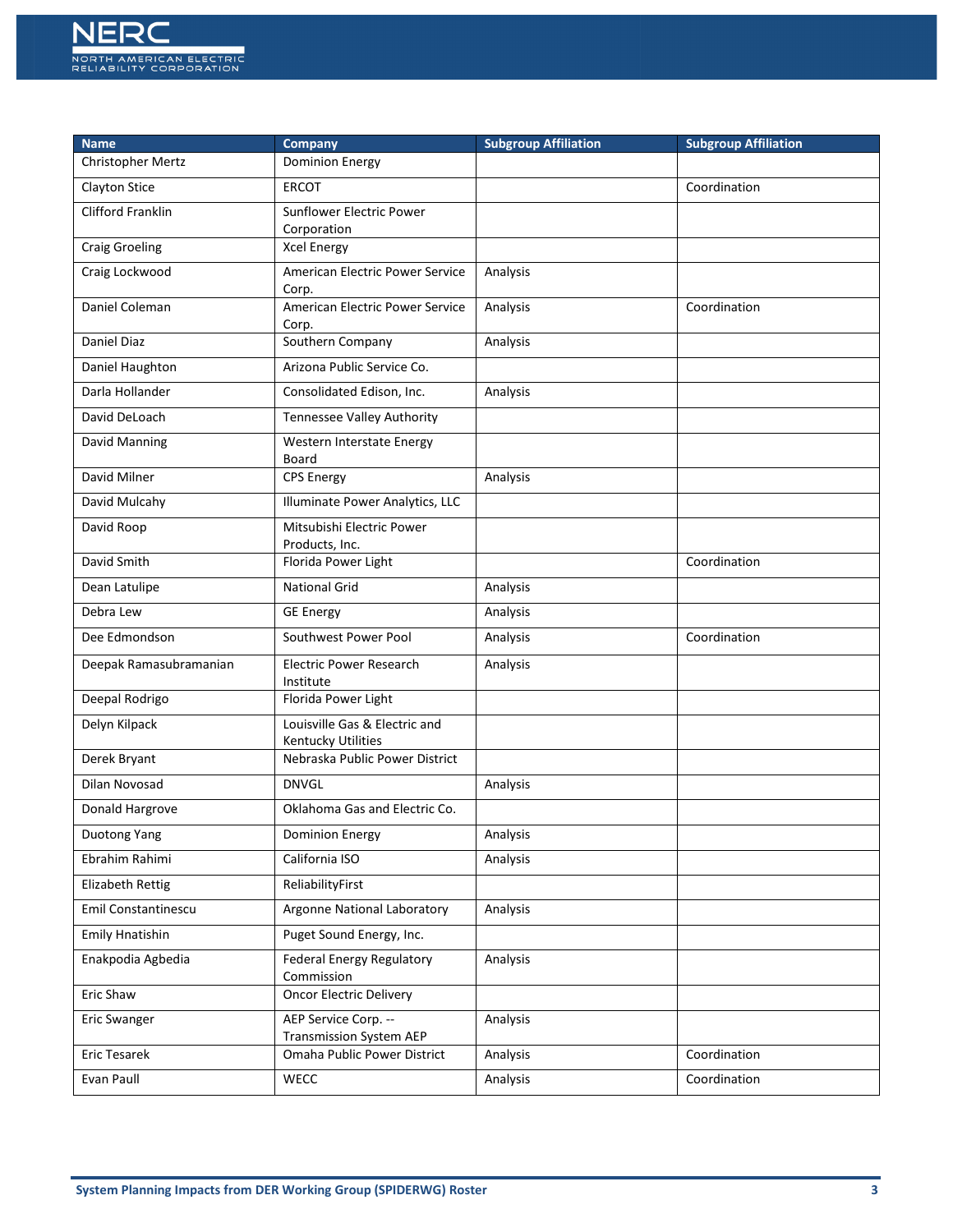| Name | Company | Subgroup Affiliation | Subgroup Affiliation |
|---|---|---|---|
| Christopher Mertz | Dominion Energy | | |
| Clayton Stice | ERCOT | | Coordination |
| Clifford Franklin | Sunflower Electric Power Corporation | | |
| Craig Groeling | Xcel Energy | | |
| Craig Lockwood | American Electric Power Service Corp. | Analysis | |
| Daniel Coleman | American Electric Power Service Corp. | Analysis | Coordination |
| Daniel Diaz | Southern Company | Analysis | |
| Daniel Haughton | Arizona Public Service Co. | | |
| Darla Hollander | Consolidated Edison, Inc. | Analysis | |
| David DeLoach | Tennessee Valley Authority | | |
| David Manning | Western Interstate Energy Board | | |
| David Milner | CPS Energy | Analysis | |
| David Mulcahy | Illuminate Power Analytics, LLC | | |
| David Roop | Mitsubishi Electric Power Products, Inc. | | |
| David Smith | Florida Power Light | | Coordination |
| Dean Latulipe | National Grid | Analysis | |
| Debra Lew | GE Energy | Analysis | |
| Dee Edmondson | Southwest Power Pool | Analysis | Coordination |
| Deepak Ramasubramanian | Electric Power Research Institute | Analysis | |
| Deepal Rodrigo | Florida Power Light | | |
| Delyn Kilpack | Louisville Gas & Electric and Kentucky Utilities | | |
| Derek Bryant | Nebraska Public Power District | | |
| Dilan Novosad | DNVGL | Analysis | |
| Donald Hargrove | Oklahoma Gas and Electric Co. | | |
| Duotong Yang | Dominion Energy | Analysis | |
| Ebrahim Rahimi | California ISO | Analysis | |
| Elizabeth Rettig | ReliabilityFirst | | |
| Emil Constantinescu | Argonne National Laboratory | Analysis | |
| Emily Hnatishin | Puget Sound Energy, Inc. | | |
| Enakpodia Agbedia | Federal Energy Regulatory Commission | Analysis | |
| Eric Shaw | Oncor Electric Delivery | | |
| Eric Swanger | AEP Service Corp. -- Transmission System AEP | Analysis | |
| Eric Tesarek | Omaha Public Power District | Analysis | Coordination |
| Evan Paull | WECC | Analysis | Coordination |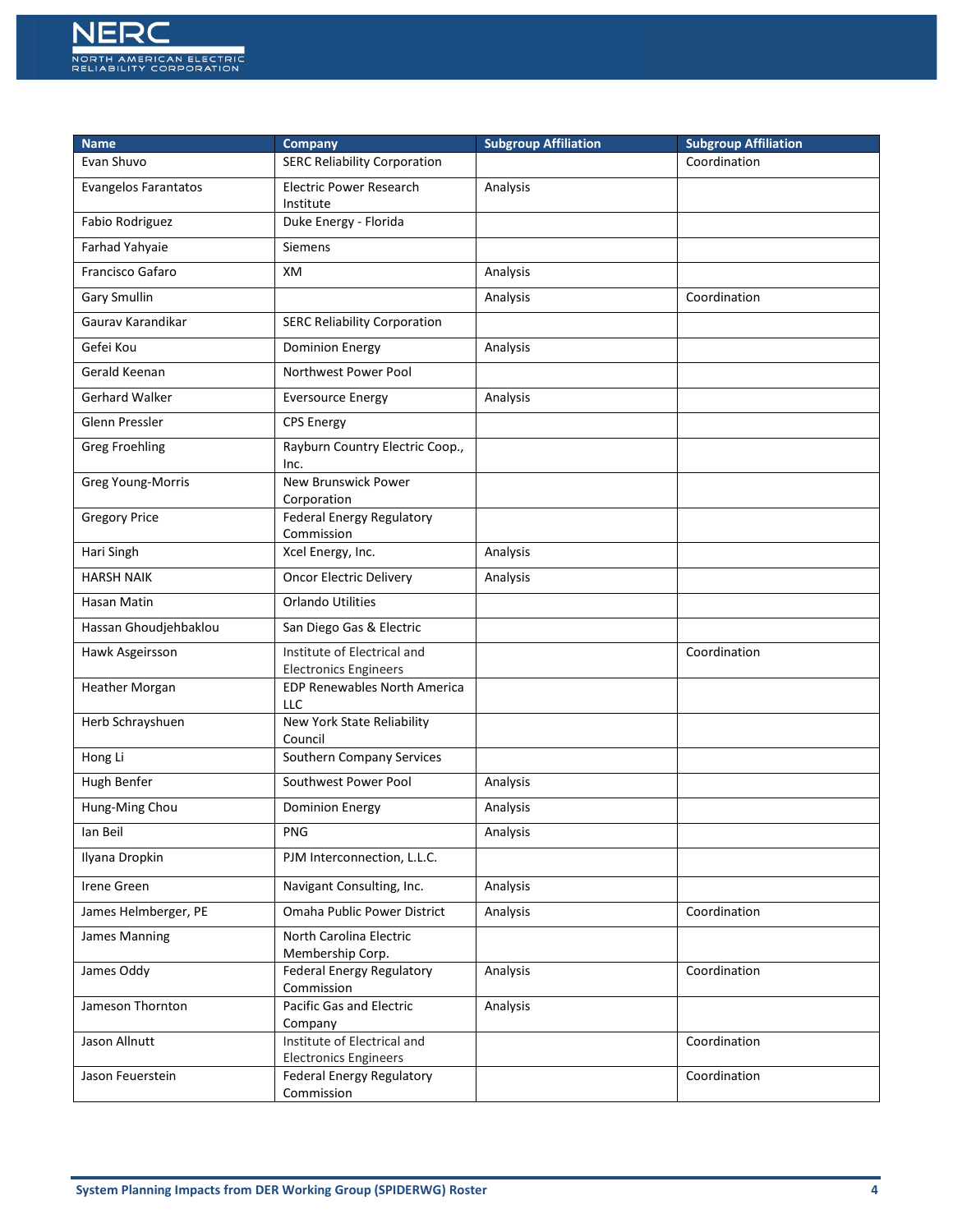| Name | Company | Subgroup Affiliation | Subgroup Affiliation |
|---|---|---|---|
| Evan Shuvo | SERC Reliability Corporation | | Coordination |
| Evangelos Farantatos | Electric Power Research Institute | Analysis | |
| Fabio Rodriguez | Duke Energy - Florida | | |
| Farhad Yahyaie | Siemens | | |
| Francisco Gafaro | XM | Analysis | |
| Gary Smullin | | Analysis | Coordination |
| Gaurav Karandikar | SERC Reliability Corporation | | |
| Gefei Kou | Dominion Energy | Analysis | |
| Gerald Keenan | Northwest Power Pool | | |
| Gerhard Walker | Eversource Energy | Analysis | |
| Glenn Pressler | CPS Energy | | |
| Greg Froehling | Rayburn Country Electric Coop., Inc. | | |
| Greg Young-Morris | New Brunswick Power Corporation | | |
| Gregory Price | Federal Energy Regulatory Commission | | |
| Hari Singh | Xcel Energy, Inc. | Analysis | |
| HARSH NAIK | Oncor Electric Delivery | Analysis | |
| Hasan Matin | Orlando Utilities | | |
| Hassan Ghoudjehbaklou | San Diego Gas & Electric | | |
| Hawk Asgeirsson | Institute of Electrical and Electronics Engineers | | Coordination |
| Heather Morgan | EDP Renewables North America LLC | | |
| Herb Schrayshuen | New York State Reliability Council | | |
| Hong Li | Southern Company Services | | |
| Hugh Benfer | Southwest Power Pool | Analysis | |
| Hung-Ming Chou | Dominion Energy | Analysis | |
| Ian Beil | PNG | Analysis | |
| Ilyana Dropkin | PJM Interconnection, L.L.C. | | |
| Irene Green | Navigant Consulting, Inc. | Analysis | |
| James Helmberger, PE | Omaha Public Power District | Analysis | Coordination |
| James Manning | North Carolina Electric Membership Corp. | | |
| James Oddy | Federal Energy Regulatory Commission | Analysis | Coordination |
| Jameson Thornton | Pacific Gas and Electric Company | Analysis | |
| Jason Allnutt | Institute of Electrical and Electronics Engineers | | Coordination |
| Jason Feuerstein | Federal Energy Regulatory Commission | | Coordination |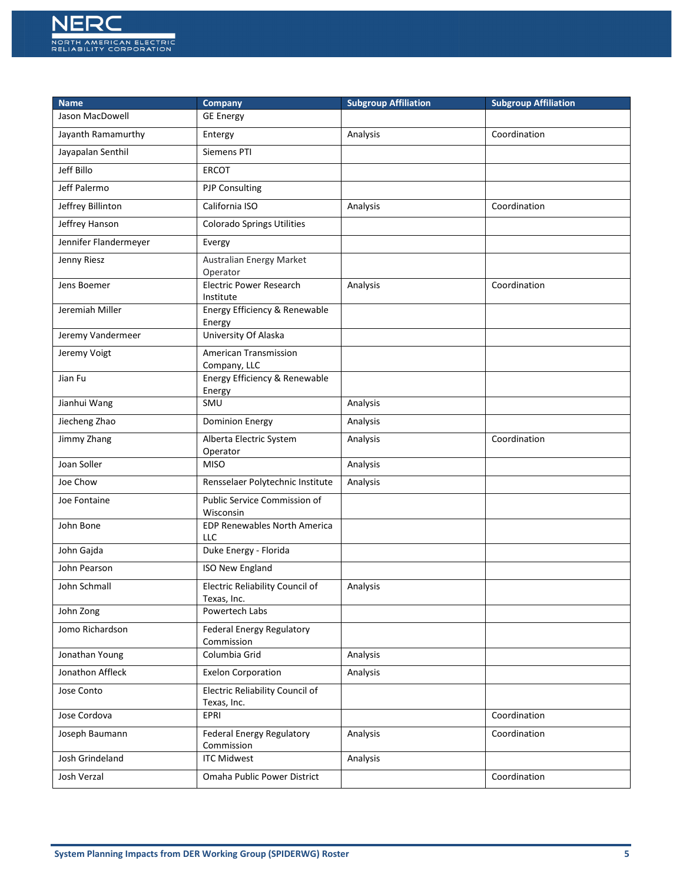| Name | Company | Subgroup Affiliation | Subgroup Affiliation |
|---|---|---|---|
| Jason MacDowell | GE Energy | | |
| Jayanth Ramamurthy | Entergy | Analysis | Coordination |
| Jayapalan Senthil | Siemens PTI | | |
| Jeff Billo | ERCOT | | |
| Jeff Palermo | PJP Consulting | | |
| Jeffrey Billinton | California ISO | Analysis | Coordination |
| Jeffrey Hanson | Colorado Springs Utilities | | |
| Jennifer Flandermeyer | Evergy | | |
| Jenny Riesz | Australian Energy Market Operator | | |
| Jens Boemer | Electric Power Research Institute | Analysis | Coordination |
| Jeremiah Miller | Energy Efficiency & Renewable Energy | | |
| Jeremy Vandermeer | University Of Alaska | | |
| Jeremy Voigt | American Transmission Company, LLC | | |
| Jian Fu | Energy Efficiency & Renewable Energy | | |
| Jianhui Wang | SMU | Analysis | |
| Jiecheng Zhao | Dominion Energy | Analysis | |
| Jimmy Zhang | Alberta Electric System Operator | Analysis | Coordination |
| Joan Soller | MISO | Analysis | |
| Joe Chow | Rensselaer Polytechnic Institute | Analysis | |
| Joe Fontaine | Public Service Commission of Wisconsin | | |
| John Bone | EDP Renewables North America LLC | | |
| John Gajda | Duke Energy - Florida | | |
| John Pearson | ISO New England | | |
| John Schmall | Electric Reliability Council of Texas, Inc. | Analysis | |
| John Zong | Powertech Labs | | |
| Jomo Richardson | Federal Energy Regulatory Commission | | |
| Jonathan Young | Columbia Grid | Analysis | |
| Jonathon Affleck | Exelon Corporation | Analysis | |
| Jose Conto | Electric Reliability Council of Texas, Inc. | | |
| Jose Cordova | EPRI | | Coordination |
| Joseph Baumann | Federal Energy Regulatory Commission | Analysis | Coordination |
| Josh Grindeland | ITC Midwest | Analysis | |
| Josh Verzal | Omaha Public Power District | | Coordination |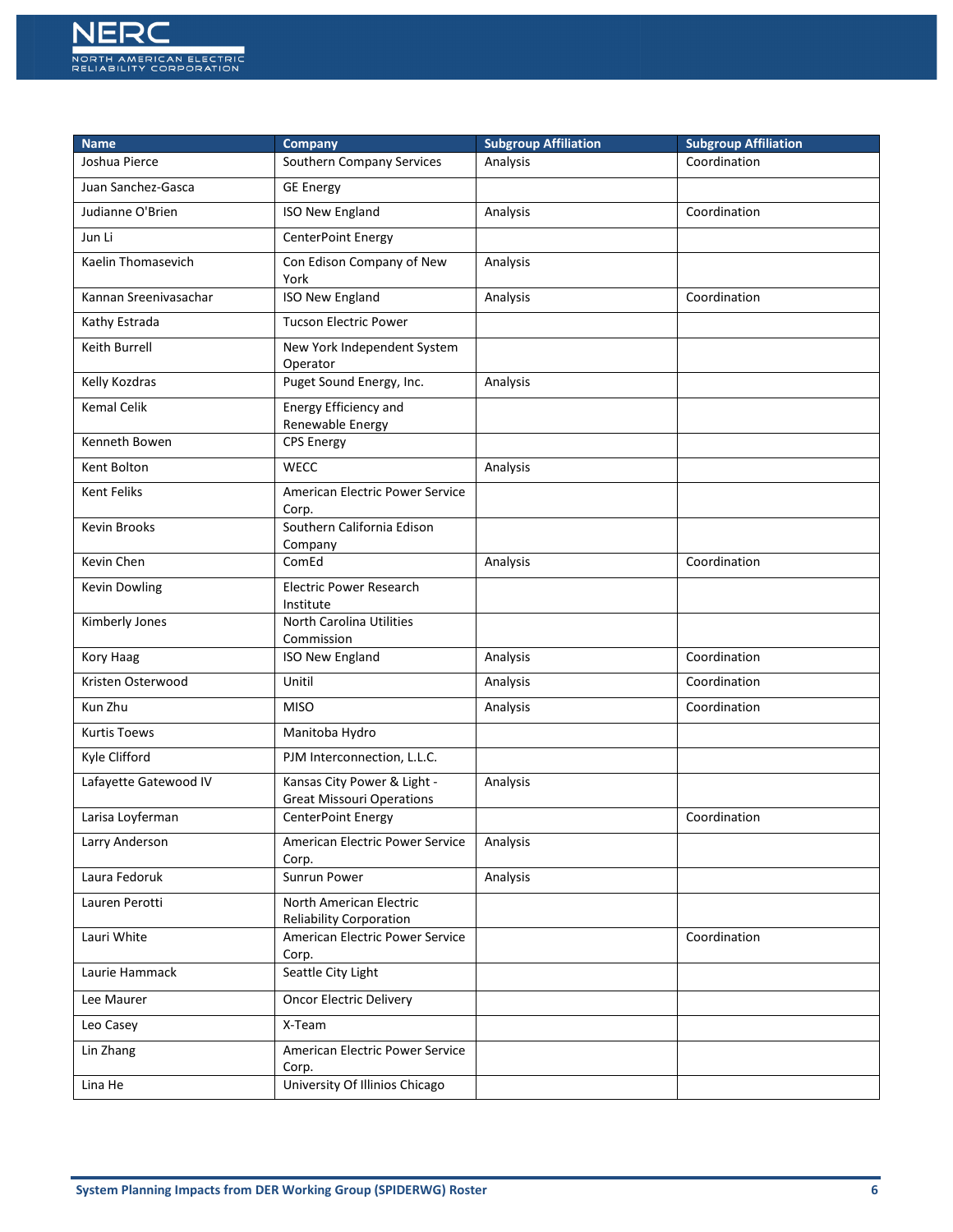| Name | Company | Subgroup Affiliation | Subgroup Affiliation |
| --- | --- | --- | --- |
| Joshua Pierce | Southern Company Services | Analysis | Coordination |
| Juan Sanchez-Gasca | GE Energy | | |
| Judianne O'Brien | ISO New England | Analysis | Coordination |
| Jun Li | CenterPoint Energy | | |
| Kaelin Thomasevich | Con Edison Company of New York | Analysis | |
| Kannan Sreenivasachar | ISO New England | Analysis | Coordination |
| Kathy Estrada | Tucson Electric Power | | |
| Keith Burrell | New York Independent System Operator | | |
| Kelly Kozdras | Puget Sound Energy, Inc. | Analysis | |
| Kemal Celik | Energy Efficiency and Renewable Energy | | |
| Kenneth Bowen | CPS Energy | | |
| Kent Bolton | WECC | Analysis | |
| Kent Feliks | American Electric Power Service Corp. | | |
| Kevin Brooks | Southern California Edison Company | | |
| Kevin Chen | ComEd | Analysis | Coordination |
| Kevin Dowling | Electric Power Research Institute | | |
| Kimberly Jones | North Carolina Utilities Commission | | |
| Kory Haag | ISO New England | Analysis | Coordination |
| Kristen Osterwood | Unitil | Analysis | Coordination |
| Kun Zhu | MISO | Analysis | Coordination |
| Kurtis Toews | Manitoba Hydro | | |
| Kyle Clifford | PJM Interconnection, L.L.C. | | |
| Lafayette Gatewood IV | Kansas City Power & Light - Great Missouri Operations | Analysis | |
| Larisa Loyferman | CenterPoint Energy | | Coordination |
| Larry Anderson | American Electric Power Service Corp. | Analysis | |
| Laura Fedoruk | Sunrun Power | Analysis | |
| Lauren Perotti | North American Electric Reliability Corporation | | |
| Lauri White | American Electric Power Service Corp. | | Coordination |
| Laurie Hammack | Seattle City Light | | |
| Lee Maurer | Oncor Electric Delivery | | |
| Leo Casey | X-Team | | |
| Lin Zhang | American Electric Power Service Corp. | | |
| Lina He | University Of Illinios Chicago | | |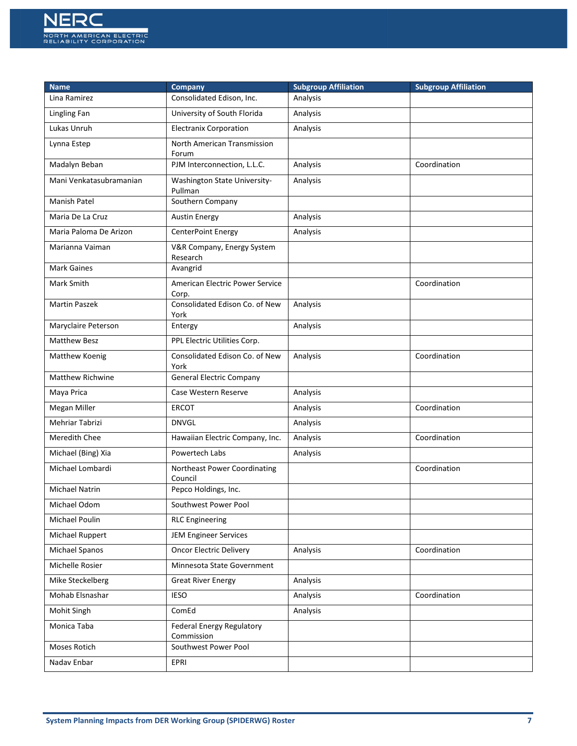| Name | Company | Subgroup Affiliation | Subgroup Affiliation |
|---|---|---|---|
| Lina Ramirez | Consolidated Edison, Inc. | Analysis | |
| Lingling Fan | University of South Florida | Analysis | |
| Lukas Unruh | Electranix Corporation | Analysis | |
| Lynna Estep | North American Transmission Forum | | |
| Madalyn Beban | PJM Interconnection, L.L.C. | Analysis | Coordination |
| Mani Venkatasubramanian | Washington State University-Pullman | Analysis | |
| Manish Patel | Southern Company | | |
| Maria De La Cruz | Austin Energy | Analysis | |
| Maria Paloma De Arizon | CenterPoint Energy | Analysis | |
| Marianna Vaiman | V&R Company, Energy System Research | | |
| Mark Gaines | Avangrid | | |
| Mark Smith | American Electric Power Service Corp. | | Coordination |
| Martin Paszek | Consolidated Edison Co. of New York | Analysis | |
| Maryclaire Peterson | Entergy | Analysis | |
| Matthew Besz | PPL Electric Utilities Corp. | | |
| Matthew Koenig | Consolidated Edison Co. of New York | Analysis | Coordination |
| Matthew Richwine | General Electric Company | | |
| Maya Prica | Case Western Reserve | Analysis | |
| Megan Miller | ERCOT | Analysis | Coordination |
| Mehriar Tabrizi | DNVGL | Analysis | |
| Meredith Chee | Hawaiian Electric Company, Inc. | Analysis | Coordination |
| Michael (Bing) Xia | Powertech Labs | Analysis | |
| Michael Lombardi | Northeast Power Coordinating Council | | Coordination |
| Michael Natrin | Pepco Holdings, Inc. | | |
| Michael Odom | Southwest Power Pool | | |
| Michael Poulin | RLC Engineering | | |
| Michael Ruppert | JEM Engineer Services | | |
| Michael Spanos | Oncor Electric Delivery | Analysis | Coordination |
| Michelle Rosier | Minnesota State Government | | |
| Mike Steckelberg | Great River Energy | Analysis | |
| Mohab Elsnashar | IESO | Analysis | Coordination |
| Mohit Singh | ComEd | Analysis | |
| Monica Taba | Federal Energy Regulatory Commission | | |
| Moses Rotich | Southwest Power Pool | | |
| Nadav Enbar | EPRI | | |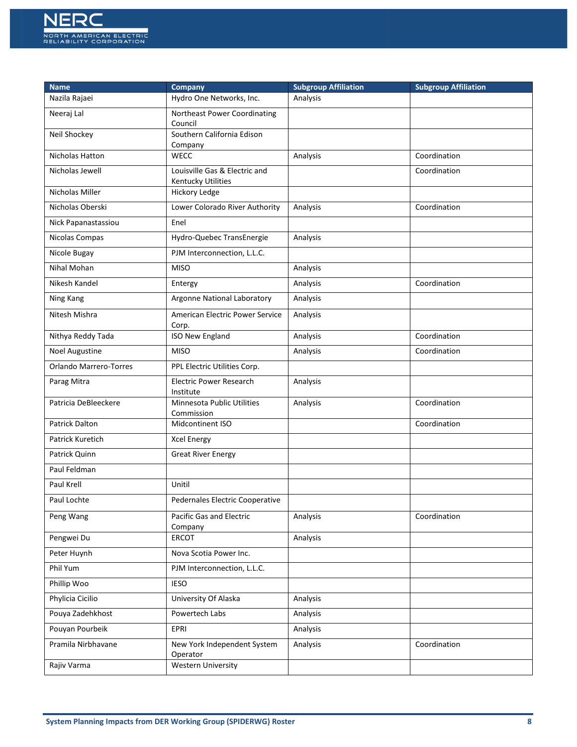| Name | Company | Subgroup Affiliation | Subgroup Affiliation |
|---|---|---|---|
| Nazila Rajaei | Hydro One Networks, Inc. | Analysis | |
| Neeraj Lal | Northeast Power Coordinating Council | | |
| Neil Shockey | Southern California Edison Company | | |
| Nicholas Hatton | WECC | Analysis | Coordination |
| Nicholas Jewell | Louisville Gas & Electric and Kentucky Utilities | | Coordination |
| Nicholas Miller | Hickory Ledge | | |
| Nicholas Oberski | Lower Colorado River Authority | Analysis | Coordination |
| Nick Papanastassiou | Enel | | |
| Nicolas Compas | Hydro-Quebec TransEnergie | Analysis | |
| Nicole Bugay | PJM Interconnection, L.L.C. | | |
| Nihal Mohan | MISO | Analysis | |
| Nikesh Kandel | Entergy | Analysis | Coordination |
| Ning Kang | Argonne National Laboratory | Analysis | |
| Nitesh Mishra | American Electric Power Service Corp. | Analysis | |
| Nithya Reddy Tada | ISO New England | Analysis | Coordination |
| Noel Augustine | MISO | Analysis | Coordination |
| Orlando Marrero-Torres | PPL Electric Utilities Corp. | | |
| Parag Mitra | Electric Power Research Institute | Analysis | |
| Patricia DeBleeckere | Minnesota Public Utilities Commission | Analysis | Coordination |
| Patrick Dalton | Midcontinent ISO | | Coordination |
| Patrick Kuretich | Xcel Energy | | |
| Patrick Quinn | Great River Energy | | |
| Paul Feldman | | | |
| Paul Krell | Unitil | | |
| Paul Lochte | Pedernales Electric Cooperative | | |
| Peng Wang | Pacific Gas and Electric Company | Analysis | Coordination |
| Pengwei Du | ERCOT | Analysis | |
| Peter Huynh | Nova Scotia Power Inc. | | |
| Phil Yum | PJM Interconnection, L.L.C. | | |
| Phillip Woo | IESO | | |
| Phylicia Cicilio | University Of Alaska | Analysis | |
| Pouya Zadehkhost | Powertech Labs | Analysis | |
| Pouyan Pourbeik | EPRI | Analysis | |
| Pramila Nirbhavane | New York Independent System Operator | Analysis | Coordination |
| Rajiv Varma | Western University | | |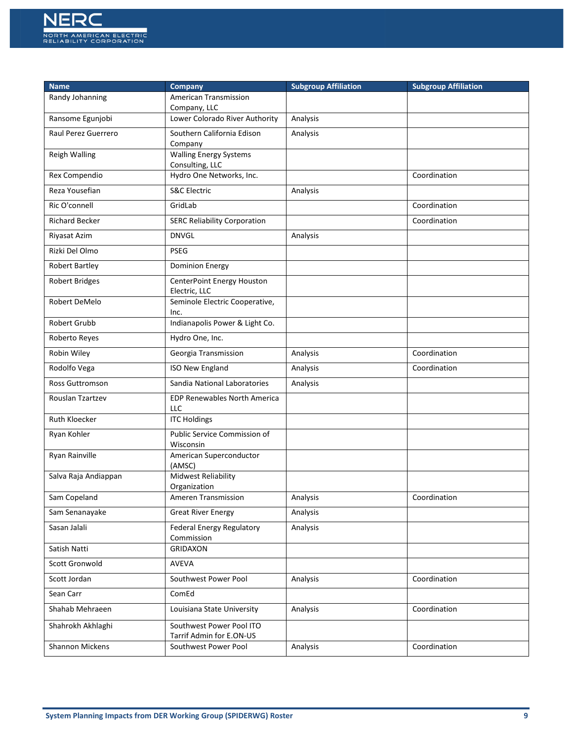| Name | Company | Subgroup Affiliation | Subgroup Affiliation |
|---|---|---|---|
| Randy Johanning | American Transmission Company, LLC | | |
| Ransome Egunjobi | Lower Colorado River Authority | Analysis | |
| Raul Perez Guerrero | Southern California Edison Company | Analysis | |
| Reigh Walling | Walling Energy Systems Consulting, LLC | | |
| Rex Compendio | Hydro One Networks, Inc. | | Coordination |
| Reza Yousefian | S&C Electric | Analysis | |
| Ric O'connell | GridLab | | Coordination |
| Richard Becker | SERC Reliability Corporation | | Coordination |
| Riyasat Azim | DNVGL | Analysis | |
| Rizki Del Olmo | PSEG | | |
| Robert Bartley | Dominion Energy | | |
| Robert Bridges | CenterPoint Energy Houston Electric, LLC | | |
| Robert DeMelo | Seminole Electric Cooperative, Inc. | | |
| Robert Grubb | Indianapolis Power & Light Co. | | |
| Roberto Reyes | Hydro One, Inc. | | |
| Robin Wiley | Georgia Transmission | Analysis | Coordination |
| Rodolfo Vega | ISO New England | Analysis | Coordination |
| Ross Guttromson | Sandia National Laboratories | Analysis | |
| Rouslan Tzartzev | EDP Renewables North America LLC | | |
| Ruth Kloecker | ITC Holdings | | |
| Ryan Kohler | Public Service Commission of Wisconsin | | |
| Ryan Rainville | American Superconductor (AMSC) | | |
| Salva Raja Andiappan | Midwest Reliability Organization | | |
| Sam Copeland | Ameren Transmission | Analysis | Coordination |
| Sam Senanayake | Great River Energy | Analysis | |
| Sasan Jalali | Federal Energy Regulatory Commission | Analysis | |
| Satish Natti | GRIDAXON | | |
| Scott Gronwold | AVEVA | | |
| Scott Jordan | Southwest Power Pool | Analysis | Coordination |
| Sean Carr | ComEd | | |
| Shahab Mehraeen | Louisiana State University | Analysis | Coordination |
| Shahrokh Akhlaghi | Southwest Power Pool ITO Tarrif Admin for E.ON-US | | |
| Shannon Mickens | Southwest Power Pool | Analysis | Coordination |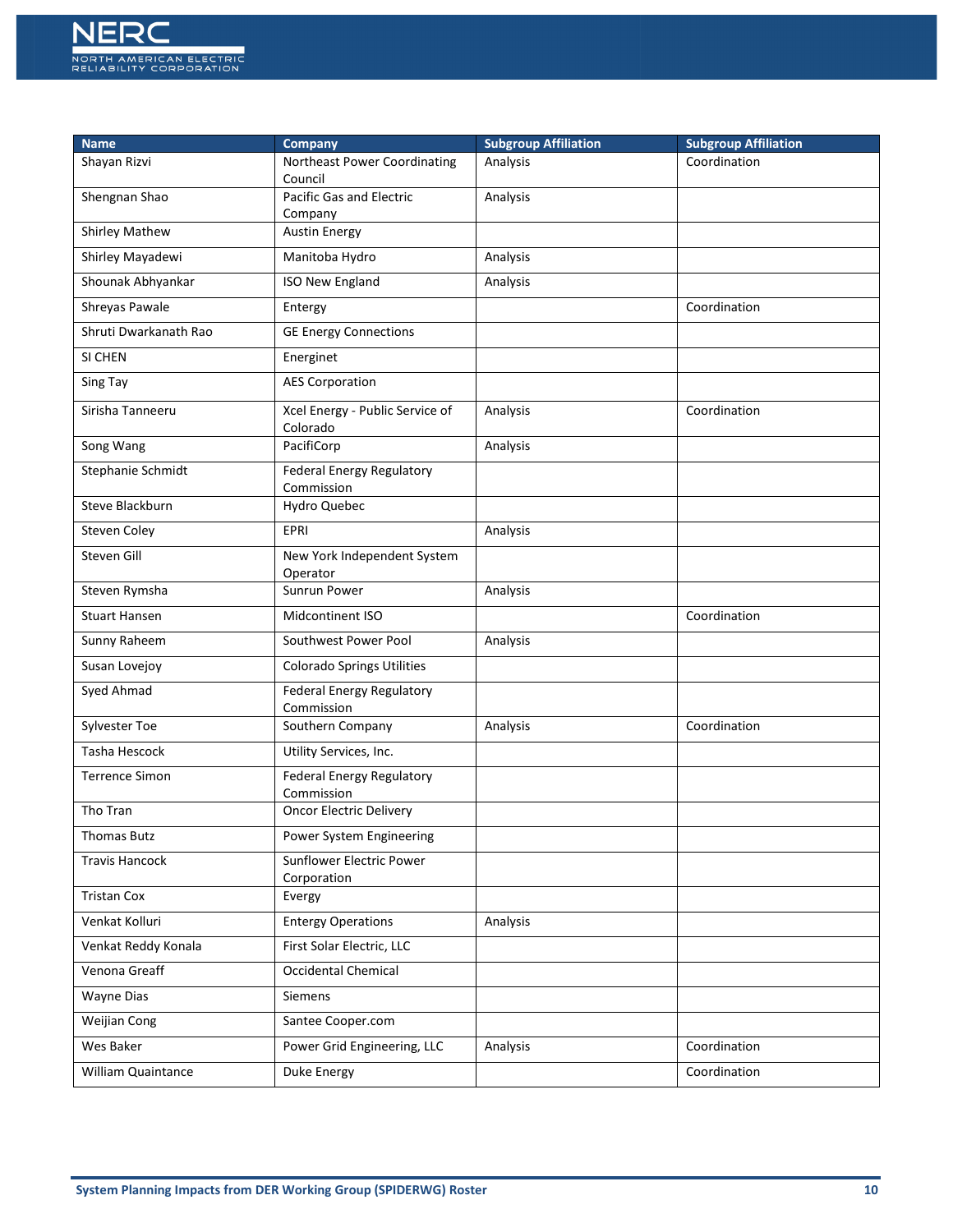| Name | Company | Subgroup Affiliation | Subgroup Affiliation |
|---|---|---|---|
| Shayan Rizvi | Northeast Power Coordinating Council | Analysis | Coordination |
| Shengnan Shao | Pacific Gas and Electric Company | Analysis | |
| Shirley Mathew | Austin Energy | | |
| Shirley Mayadewi | Manitoba Hydro | Analysis | |
| Shounak Abhyankar | ISO New England | Analysis | |
| Shreyas Pawale | Entergy | | Coordination |
| Shruti Dwarkanath Rao | GE Energy Connections | | |
| SI CHEN | Energinet | | |
| Sing Tay | AES Corporation | | |
| Sirisha Tanneeru | Xcel Energy - Public Service of Colorado | Analysis | Coordination |
| Song Wang | PacifiCorp | Analysis | |
| Stephanie Schmidt | Federal Energy Regulatory Commission | | |
| Steve Blackburn | Hydro Quebec | | |
| Steven Coley | EPRI | Analysis | |
| Steven Gill | New York Independent System Operator | | |
| Steven Rymsha | Sunrun Power | Analysis | |
| Stuart Hansen | Midcontinent ISO | | Coordination |
| Sunny Raheem | Southwest Power Pool | Analysis | |
| Susan Lovejoy | Colorado Springs Utilities | | |
| Syed Ahmad | Federal Energy Regulatory Commission | | |
| Sylvester Toe | Southern Company | Analysis | Coordination |
| Tasha Hescock | Utility Services, Inc. | | |
| Terrence Simon | Federal Energy Regulatory Commission | | |
| Tho Tran | Oncor Electric Delivery | | |
| Thomas Butz | Power System Engineering | | |
| Travis Hancock | Sunflower Electric Power Corporation | | |
| Tristan Cox | Evergy | | |
| Venkat Kolluri | Entergy Operations | Analysis | |
| Venkat Reddy Konala | First Solar Electric, LLC | | |
| Venona Greaff | Occidental Chemical | | |
| Wayne Dias | Siemens | | |
| Weijian Cong | Santee Cooper.com | | |
| Wes Baker | Power Grid Engineering, LLC | Analysis | Coordination |
| William Quaintance | Duke Energy | | Coordination |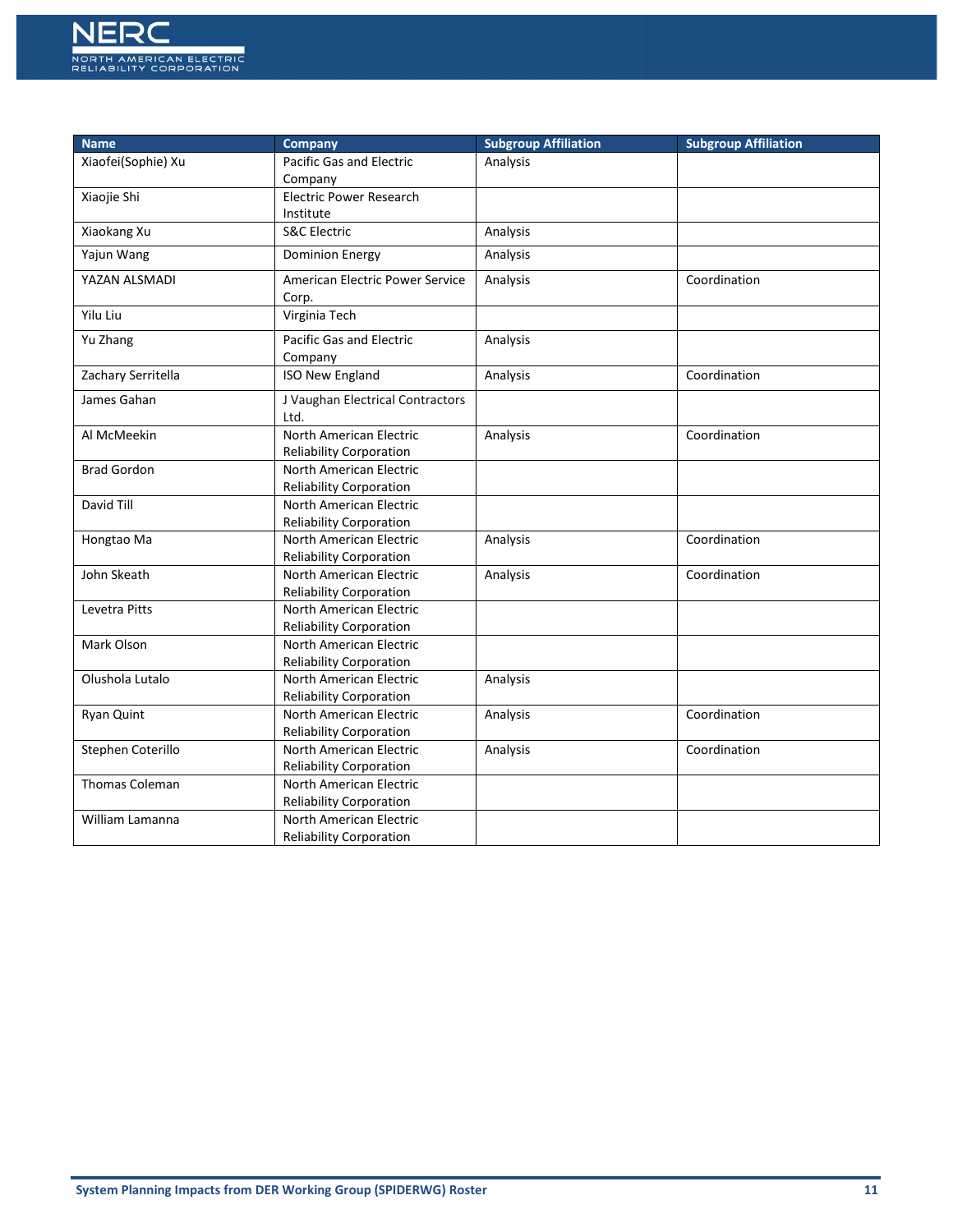| Name | Company | Subgroup Affiliation | Subgroup Affiliation |
|---|---|---|---|
| Xiaofei(Sophie) Xu | Pacific Gas and Electric Company | Analysis | |
| Xiaojie Shi | Electric Power Research Institute | | |
| Xiaokang Xu | S&C Electric | Analysis | |
| Yajun Wang | Dominion Energy | Analysis | |
| YAZAN ALSMADI | American Electric Power Service Corp. | Analysis | Coordination |
| Yilu Liu | Virginia Tech | | |
| Yu Zhang | Pacific Gas and Electric Company | Analysis | |
| Zachary Serritella | ISO New England | Analysis | Coordination |
| James Gahan | J Vaughan Electrical Contractors Ltd. | | |
| Al McMeekin | North American Electric Reliability Corporation | Analysis | Coordination |
| Brad Gordon | North American Electric Reliability Corporation | | |
| David Till | North American Electric Reliability Corporation | | |
| Hongtao Ma | North American Electric Reliability Corporation | Analysis | Coordination |
| John Skeath | North American Electric Reliability Corporation | Analysis | Coordination |
| Levetra Pitts | North American Electric Reliability Corporation | | |
| Mark Olson | North American Electric Reliability Corporation | | |
| Olushola Lutalo | North American Electric Reliability Corporation | Analysis | |
| Ryan Quint | North American Electric Reliability Corporation | Analysis | Coordination |
| Stephen Coterillo | North American Electric Reliability Corporation | Analysis | Coordination |
| Thomas Coleman | North American Electric Reliability Corporation | | |
| William Lamanna | North American Electric Reliability Corporation | | |